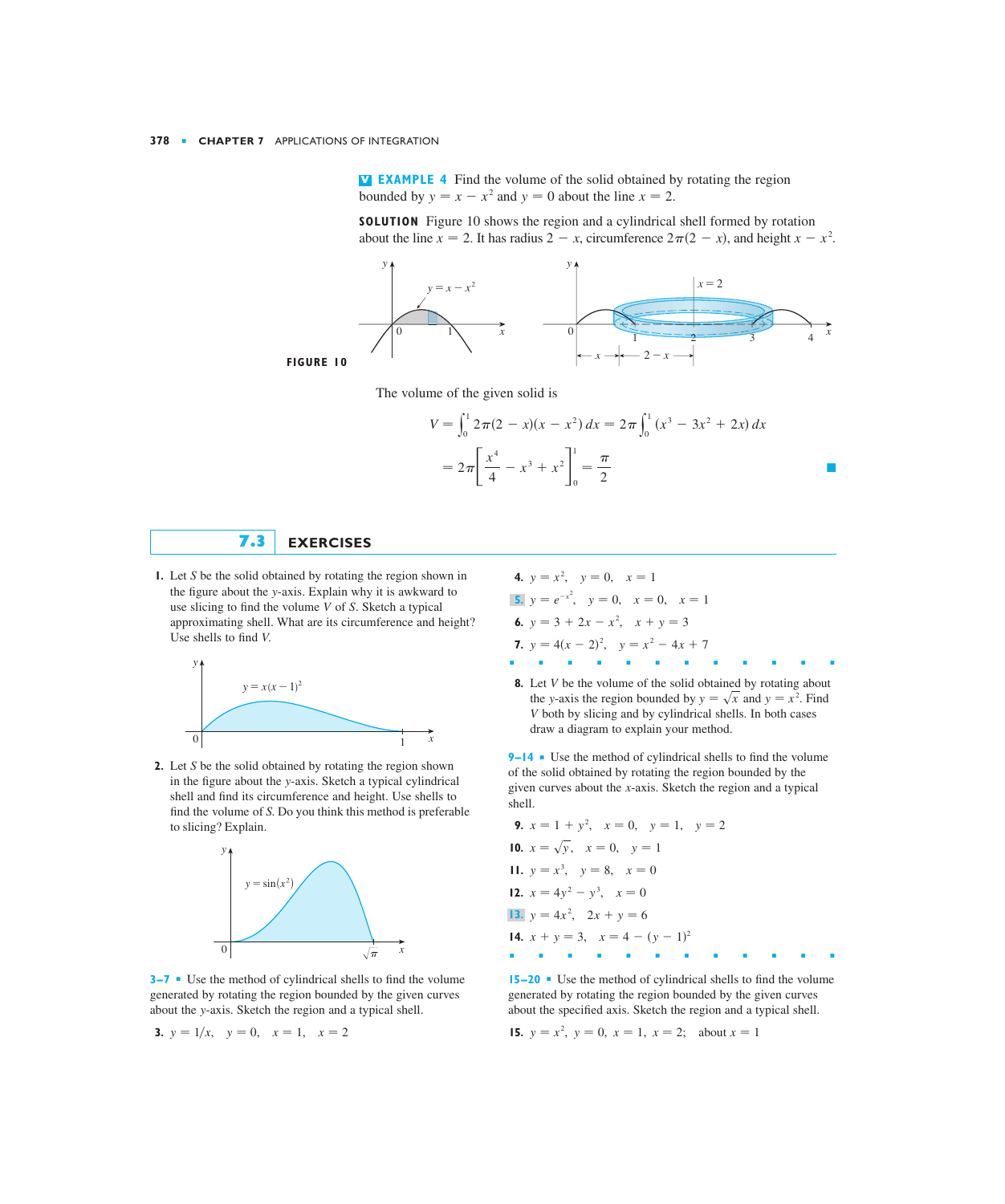**EXAMPLE 4** Find the volume of the solid obtained by rotating the region bounded by $y = x - x^2$ and $y = 0$ about the line $x = 2$.

**SOLUTION** Figure 10 shows the region and a cylindrical shell formed by rotation about the line $x = 2$. It has radius $2 - x$, circumference $2\pi(2 - x)$, and height $x - x^2$.

FIGURE 10

The volume of the given solid is

$$V = \int_0^1 2\pi(2 - x)(x - x^2)\,dx = 2\pi \int_0^1 (x^3 - 3x^2 + 2x)\,dx$$

$$= 2\pi \left[ \frac{x^4}{4} - x^3 + x^2 \right]_0^1 = \frac{\pi}{2}$$

## 7.3 EXERCISES

1. Let $S$ be the solid obtained by rotating the region shown in the figure about the $y$-axis. Explain why it is awkward to use slicing to find the volume $V$ of $S$. Sketch a typical approximating shell. What are its circumference and height? Use shells to find $V$.

2. Let $S$ be the solid obtained by rotating the region shown in the figure about the $y$-axis. Sketch a typical cylindrical shell and find its circumference and height. Use shells to find the volume of $S$. Do you think this method is preferable to slicing? Explain.

**3–7** Use the method of cylindrical shells to find the volume generated by rotating the region bounded by the given curves about the $y$-axis. Sketch the region and a typical shell.

3. $y = 1/x, \quad y = 0, \quad x = 1, \quad x = 2$

4. $y = x^2, \quad y = 0, \quad x = 1$

5. $y = e^{-x^2}, \quad y = 0, \quad x = 0, \quad x = 1$

6. $y = 3 + 2x - x^2, \quad x + y = 3$

7. $y = 4(x - 2)^2, \quad y = x^2 - 4x + 7$

8. Let $V$ be the volume of the solid obtained by rotating about the $y$-axis the region bounded by $y = \sqrt{x}$ and $y = x^2$. Find $V$ both by slicing and by cylindrical shells. In both cases draw a diagram to explain your method.

**9–14** Use the method of cylindrical shells to find the volume of the solid obtained by rotating the region bounded by the given curves about the $x$-axis. Sketch the region and a typical shell.

9. $x = 1 + y^2, \quad x = 0, \quad y = 1, \quad y = 2$

10. $x = \sqrt{y}, \quad x = 0, \quad y = 1$

11. $y = x^3, \quad y = 8, \quad x = 0$

12. $x = 4y^2 - y^3, \quad x = 0$

13. $y = 4x^2, \quad 2x + y = 6$

14. $x + y = 3, \quad x = 4 - (y - 1)^2$

**15–20** Use the method of cylindrical shells to find the volume generated by rotating the region bounded by the given curves about the specified axis. Sketch the region and a typical shell.

15. $y = x^2, \; y = 0, \; x = 1, \; x = 2; \quad$ about $x = 1$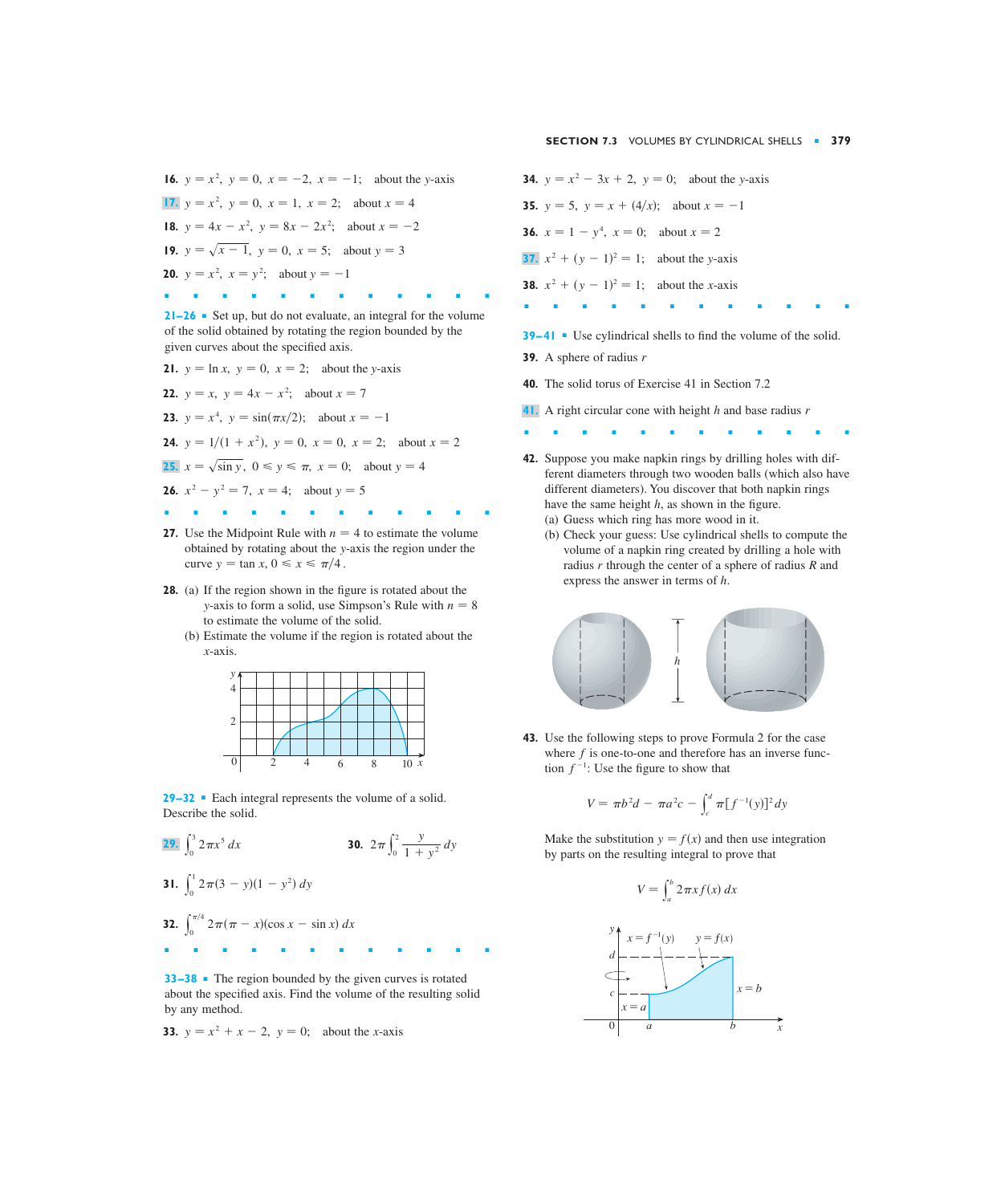**16.** $y = x^2$, $y = 0$, $x = -2$, $x = -1$; about the $y$-axis

**17.** $y = x^2$, $y = 0$, $x = 1$, $x = 2$; about $x = 4$

**18.** $y = 4x - x^2$, $y = 8x - 2x^2$; about $x = -2$

**19.** $y = \sqrt{x - 1}$, $y = 0$, $x = 5$; about $y = 3$

**20.** $y = x^2$, $x = y^2$; about $y = -1$

**21–26** ▪ Set up, but do not evaluate, an integral for the volume of the solid obtained by rotating the region bounded by the given curves about the specified axis.

**21.** $y = \ln x$, $y = 0$, $x = 2$; about the $y$-axis

**22.** $y = x$, $y = 4x - x^2$; about $x = 7$

**23.** $y = x^4$, $y = \sin(\pi x/2)$; about $x = -1$

**24.** $y = 1/(1 + x^2)$, $y = 0$, $x = 0$, $x = 2$; about $x = 2$

**25.** $x = \sqrt{\sin y}$, $0 \leqslant y \leqslant \pi$, $x = 0$; about $y = 4$

**26.** $x^2 - y^2 = 7$, $x = 4$; about $y = 5$

**27.** Use the Midpoint Rule with $n = 4$ to estimate the volume obtained by rotating about the $y$-axis the region under the curve $y = \tan x$, $0 \leqslant x \leqslant \pi/4$.

**28.** (a) If the region shown in the figure is rotated about the $y$-axis to form a solid, use Simpson's Rule with $n = 8$ to estimate the volume of the solid.

(b) Estimate the volume if the region is rotated about the $x$-axis.

y
4
2
0
2
4
6
8
10
x

**29–32** ▪ Each integral represents the volume of a solid. Describe the solid.

**29.** $\displaystyle\int_0^3 2\pi x^5\,dx$

**30.** $\displaystyle 2\pi \int_0^2 \frac{y}{1 + y^2}\,dy$

**31.** $\displaystyle\int_0^1 2\pi(3 - y)(1 - y^2)\,dy$

**32.** $\displaystyle\int_0^{\pi/4} 2\pi(\pi - x)(\cos x - \sin x)\,dx$

**33–38** ▪ The region bounded by the given curves is rotated about the specified axis. Find the volume of the resulting solid by any method.

**33.** $y = x^2 + x - 2$, $y = 0$; about the $x$-axis

**34.** $y = x^2 - 3x + 2$, $y = 0$; about the $y$-axis

**35.** $y = 5$, $y = x + (4/x)$; about $x = -1$

**36.** $x = 1 - y^4$, $x = 0$; about $x = 2$

**37.** $x^2 + (y - 1)^2 = 1$; about the $y$-axis

**38.** $x^2 + (y - 1)^2 = 1$; about the $x$-axis

**39–41** ▪ Use cylindrical shells to find the volume of the solid.

**39.** A sphere of radius $r$

**40.** The solid torus of Exercise 41 in Section 7.2

**41.** A right circular cone with height $h$ and base radius $r$

**42.** Suppose you make napkin rings by drilling holes with different diameters through two wooden balls (which also have different diameters). You discover that both napkin rings have the same height $h$, as shown in the figure.

(a) Guess which ring has more wood in it.

(b) Check your guess: Use cylindrical shells to compute the volume of a napkin ring created by drilling a hole with radius $r$ through the center of a sphere of radius $R$ and express the answer in terms of $h$.

h

**43.** Use the following steps to prove Formula 2 for the case where $f$ is one-to-one and therefore has an inverse function $f^{-1}$: Use the figure to show that

$$V = \pi b^2 d - \pi a^2 c - \int_c^d \pi[f^{-1}(y)]^2\,dy$$

Make the substitution $y = f(x)$ and then use integration by parts on the resulting integral to prove that

$$V = \int_a^b 2\pi x f(x)\,dx$$

y
$x = f^{-1}(y)$
$y = f(x)$
d
c
$x = a$
$x = b$
0
a
b
x